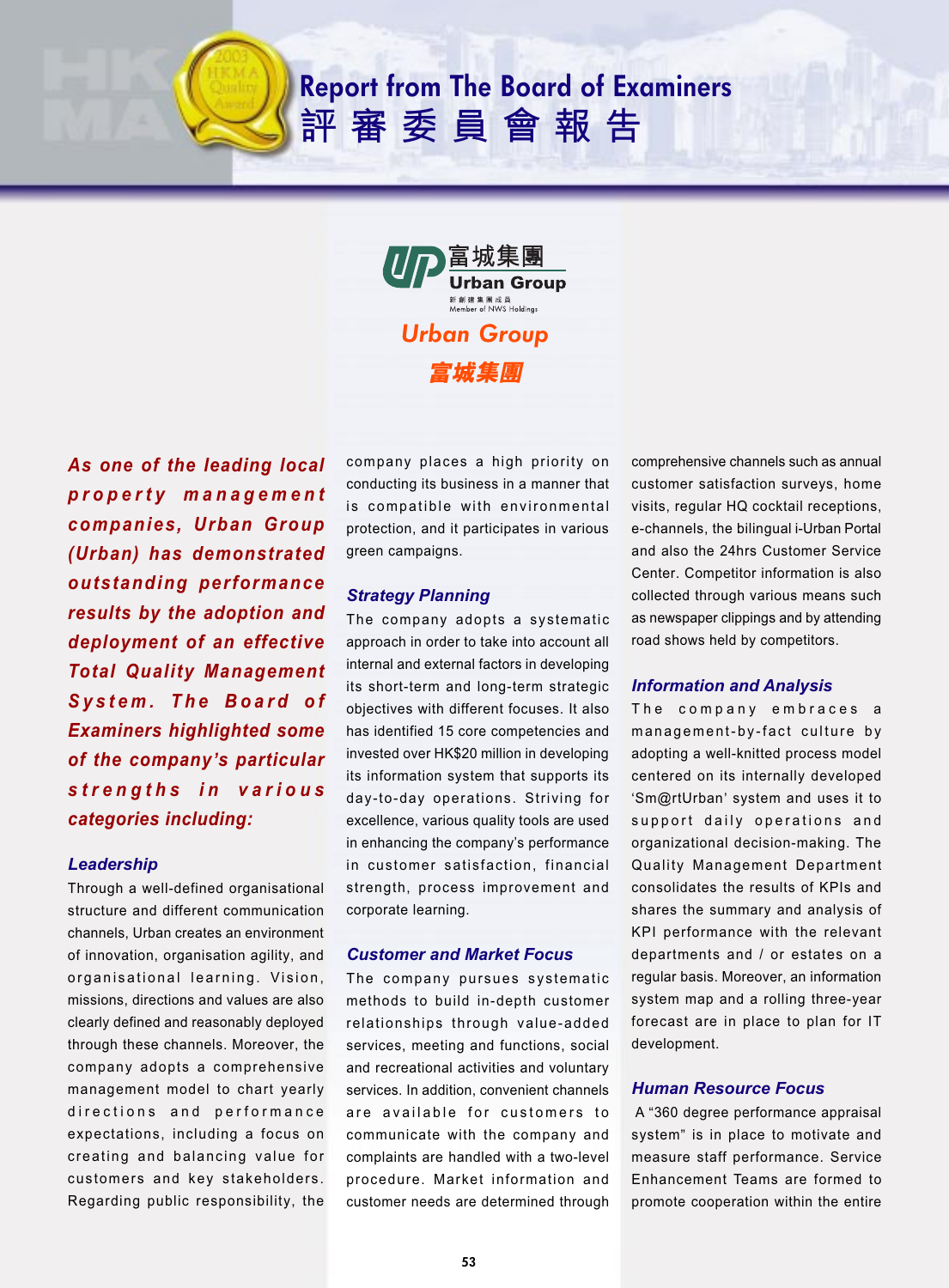# Report from The Board of Examiners
# 評審委員會報告

## Urban Group
## 富城集團

***As one of the leading local property management companies, Urban Group (Urban) has demonstrated outstanding performance results by the adoption and deployment of an effective Total Quality Management System. The Board of Examiners highlighted some of the company's particular strengths in various categories including:***

### Leadership

Through a well-defined organisational structure and different communication channels, Urban creates an environment of innovation, organisation agility, and organisational learning. Vision, missions, directions and values are also clearly defined and reasonably deployed through these channels. Moreover, the company adopts a comprehensive management model to chart yearly directions and performance expectations, including a focus on creating and balancing value for customers and key stakeholders. Regarding public responsibility, the company places a high priority on conducting its business in a manner that is compatible with environmental protection, and it participates in various green campaigns.

### Strategy Planning

The company adopts a systematic approach in order to take into account all internal and external factors in developing its short-term and long-term strategic objectives with different focuses. It also has identified 15 core competencies and invested over HK$20 million in developing its information system that supports its day-to-day operations. Striving for excellence, various quality tools are used in enhancing the company's performance in customer satisfaction, financial strength, process improvement and corporate learning.

### Customer and Market Focus

The company pursues systematic methods to build in-depth customer relationships through value-added services, meeting and functions, social and recreational activities and voluntary services. In addition, convenient channels are available for customers to communicate with the company and complaints are handled with a two-level procedure. Market information and customer needs are determined through comprehensive channels such as annual customer satisfaction surveys, home visits, regular HQ cocktail receptions, e-channels, the bilingual i-Urban Portal and also the 24hrs Customer Service Center. Competitor information is also collected through various means such as newspaper clippings and by attending road shows held by competitors.

### Information and Analysis

The company embraces a management-by-fact culture by adopting a well-knitted process model centered on its internally developed 'Sm@rtUrban' system and uses it to support daily operations and organizational decision-making. The Quality Management Department consolidates the results of KPIs and shares the summary and analysis of KPI performance with the relevant departments and / or estates on a regular basis. Moreover, an information system map and a rolling three-year forecast are in place to plan for IT development.

### Human Resource Focus

A "360 degree performance appraisal system" is in place to motivate and measure staff performance. Service Enhancement Teams are formed to promote cooperation within the entire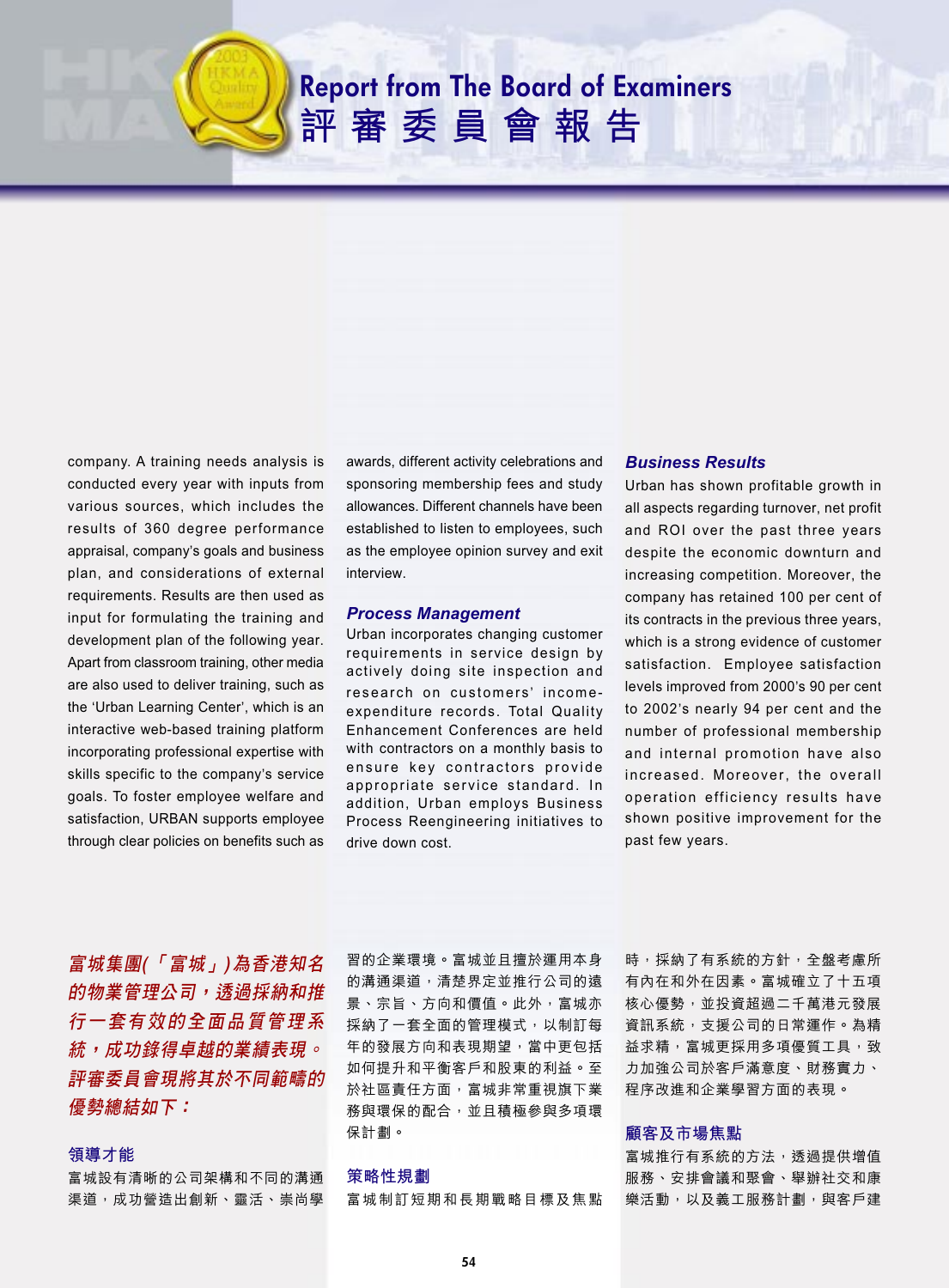# Report from The Board of Examiners
# 評審委員會報告

company. A training needs analysis is conducted every year with inputs from various sources, which includes the results of 360 degree performance appraisal, company's goals and business plan, and considerations of external requirements. Results are then used as input for formulating the training and development plan of the following year. Apart from classroom training, other media are also used to deliver training, such as the 'Urban Learning Center', which is an interactive web-based training platform incorporating professional expertise with skills specific to the company's service goals. To foster employee welfare and satisfaction, URBAN supports employee through clear policies on benefits such as awards, different activity celebrations and sponsoring membership fees and study allowances. Different channels have been established to listen to employees, such as the employee opinion survey and exit interview.

### *Process Management*

Urban incorporates changing customer requirements in service design by actively doing site inspection and research on customers' income-expenditure records. Total Quality Enhancement Conferences are held with contractors on a monthly basis to ensure key contractors provide appropriate service standard. In addition, Urban employs Business Process Reengineering initiatives to drive down cost.

### *Business Results*

Urban has shown profitable growth in all aspects regarding turnover, net profit and ROI over the past three years despite the economic downturn and increasing competition. Moreover, the company has retained 100 per cent of its contracts in the previous three years, which is a strong evidence of customer satisfaction. Employee satisfaction levels improved from 2000's 90 per cent to 2002's nearly 94 per cent and the number of professional membership and internal promotion have also increased. Moreover, the overall operation efficiency results have shown positive improvement for the past few years.

***富城集團(「富城」)為香港知名的物業管理公司，透過採納和推行一套有效的全面品質管理系統，成功錄得卓越的業績表現。評審委員會現將其於不同範疇的優勢總結如下：***

### 領導才能

富城設有清晰的公司架構和不同的溝通渠道，成功營造出創新、靈活、崇尚學習的企業環境。富城並且擅於運用本身的溝通渠道，清楚界定並推行公司的遠景、宗旨、方向和價值。此外，富城亦採納了一套全面的管理模式，以制訂每年的發展方向和表現期望，當中更包括如何提升和平衡客戶和股東的利益。至於社區責任方面，富城非常重視旗下業務與環保的配合，並且積極參與多項環保計劃。

### 策略性規劃

富城制訂短期和長期戰略目標及焦點時，採納了有系統的方針，全盤考慮所有內在和外在因素。富城確立了十五項核心優勢，並投資超過二千萬港元發展資訊系統，支援公司的日常運作。為精益求精，富城更採用多項優質工具，致力加強公司於客戶滿意度、財務實力、程序改進和企業學習方面的表現。

### 顧客及市場焦點

富城推行有系統的方法，透過提供增值服務、安排會議和聚會、舉辦社交和康樂活動，以及義工服務計劃，與客戶建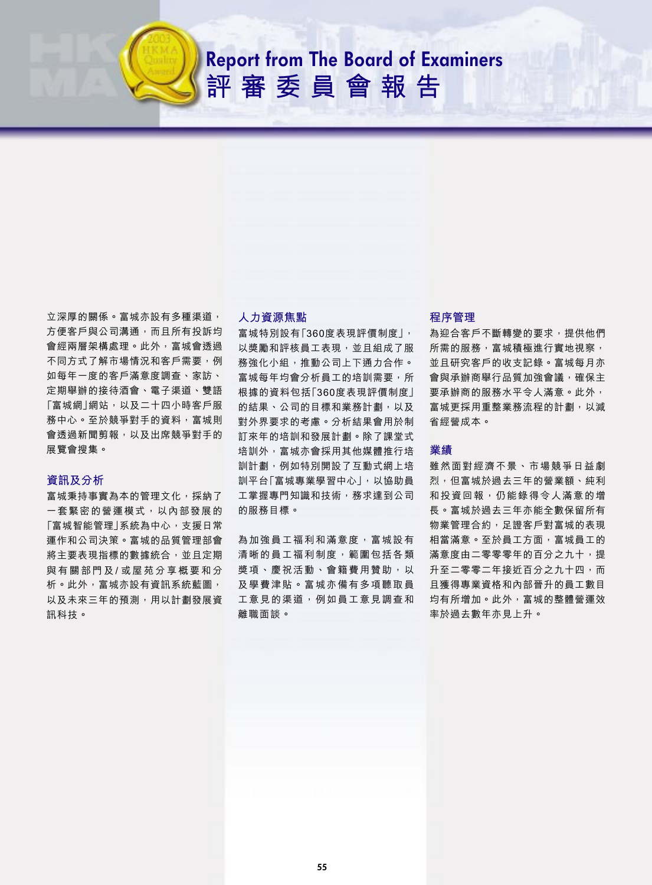# Report from The Board of Examiners
# 評審委員會報告

立深厚的關係。富城亦設有多種渠道，方便客戶與公司溝通，而且所有投訴均會經兩層架構處理。此外，富城會透過不同方式了解市場情況和客戶需要，例如每年一度的客戶滿意度調查、家訪、定期舉辦的接待酒會、電子渠道、雙語「富城網」網站，以及二十四小時客戶服務中心。至於競爭對手的資料，富城則會透過新聞剪報，以及出席競爭對手的展覽會搜集。

## 資訊及分析

富城秉持事實為本的管理文化，採納了一套緊密的營運模式，以內部發展的「富城智能管理」系統為中心，支援日常運作和公司決策。富城的品質管理部會將主要表現指標的數據統合，並且定期與有關部門及/或屋苑分享概要和分析。此外，富城亦設有資訊系統藍圖，以及未來三年的預測，用以計劃發展資訊科技。

## 人力資源焦點

富城特別設有「360度表現評價制度」，以獎勵和評核員工表現，並且組成了服務強化小組，推動公司上下通力合作。富城每年均會分析員工的培訓需要，所根據的資料包括「360度表現評價制度」的結果、公司的目標和業務計劃，以及對外界要求的考慮。分析結果會用於制訂來年的培訓和發展計劃。除了課堂式培訓外，富城亦會採用其他媒體推行培訓計劃，例如特別開設了互動式網上培訓平台「富城專業學習中心」，以協助員工掌握專門知識和技術，務求達到公司的服務目標。

為加強員工福利和滿意度，富城設有清晰的員工福利制度，範圍包括各類獎項、慶祝活動、會籍費用贊助，以及學費津貼。富城亦備有多項聽取員工意見的渠道，例如員工意見調查和離職面談。

## 程序管理

為迎合客戶不斷轉變的要求，提供他們所需的服務，富城積極進行實地視察，並且研究客戶的收支記錄。富城每月亦會與承辦商舉行品質加強會議，確保主要承辦商的服務水平令人滿意。此外，富城更採用重整業務流程的計劃，以減省經營成本。

## 業績

雖然面對經濟不景、市場競爭日益劇烈，但富城於過去三年的營業額、純利和投資回報，仍能錄得令人滿意的增長。富城於過去三年亦能全數保留所有物業管理合約，足證客戶對富城的表現相當滿意。至於員工方面，富城員工的滿意度由二零零零年的百分之九十，提升至二零零二年接近百分之九十四，而且獲得專業資格和內部晉升的員工數目均有所增加。此外，富城的整體營運效率於過去數年亦見上升。